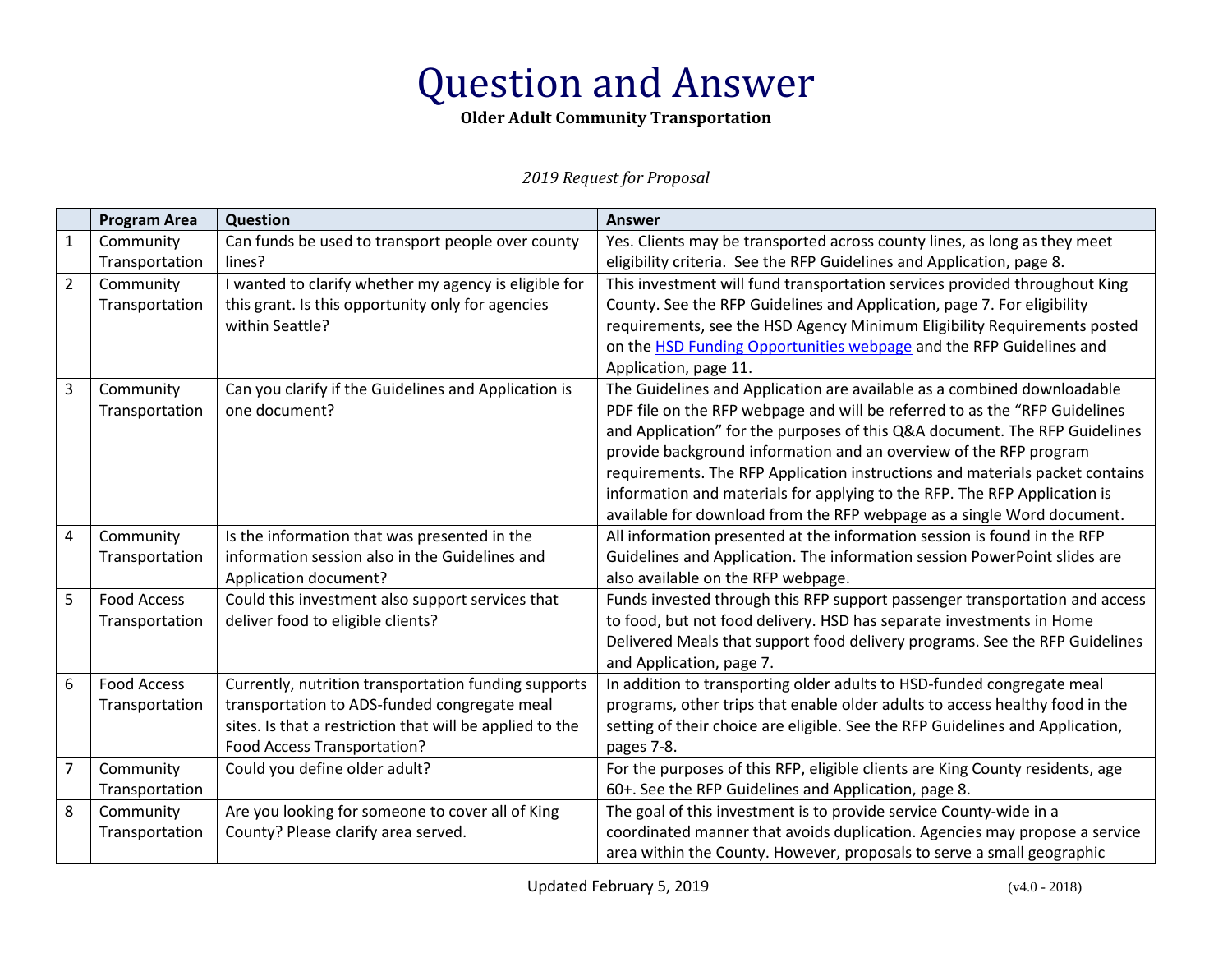# Question and Answer

**Older Adult Community Transportation**

*2019 Request for Proposal*

| | Program Area | Question | Answer |
|---|---|---|---|
| 1 | Community Transportation | Can funds be used to transport people over county lines? | Yes. Clients may be transported across county lines, as long as they meet eligibility criteria. See the RFP Guidelines and Application, page 8. |
| 2 | Community Transportation | I wanted to clarify whether my agency is eligible for this grant. Is this opportunity only for agencies within Seattle? | This investment will fund transportation services provided throughout King County. See the RFP Guidelines and Application, page 7. For eligibility requirements, see the HSD Agency Minimum Eligibility Requirements posted on the [HSD Funding Opportunities webpage]() and the RFP Guidelines and Application, page 11. |
| 3 | Community Transportation | Can you clarify if the Guidelines and Application is one document? | The Guidelines and Application are available as a combined downloadable PDF file on the RFP webpage and will be referred to as the "RFP Guidelines and Application" for the purposes of this Q&A document. The RFP Guidelines provide background information and an overview of the RFP program requirements. The RFP Application instructions and materials packet contains information and materials for applying to the RFP. The RFP Application is available for download from the RFP webpage as a single Word document. |
| 4 | Community Transportation | Is the information that was presented in the information session also in the Guidelines and Application document? | All information presented at the information session is found in the RFP Guidelines and Application. The information session PowerPoint slides are also available on the RFP webpage. |
| 5 | Food Access Transportation | Could this investment also support services that deliver food to eligible clients? | Funds invested through this RFP support passenger transportation and access to food, but not food delivery. HSD has separate investments in Home Delivered Meals that support food delivery programs. See the RFP Guidelines and Application, page 7. |
| 6 | Food Access Transportation | Currently, nutrition transportation funding supports transportation to ADS-funded congregate meal sites. Is that a restriction that will be applied to the Food Access Transportation? | In addition to transporting older adults to HSD-funded congregate meal programs, other trips that enable older adults to access healthy food in the setting of their choice are eligible. See the RFP Guidelines and Application, pages 7-8. |
| 7 | Community Transportation | Could you define older adult? | For the purposes of this RFP, eligible clients are King County residents, age 60+. See the RFP Guidelines and Application, page 8. |
| 8 | Community Transportation | Are you looking for someone to cover all of King County? Please clarify area served. | The goal of this investment is to provide service County-wide in a coordinated manner that avoids duplication. Agencies may propose a service area within the County. However, proposals to serve a small geographic |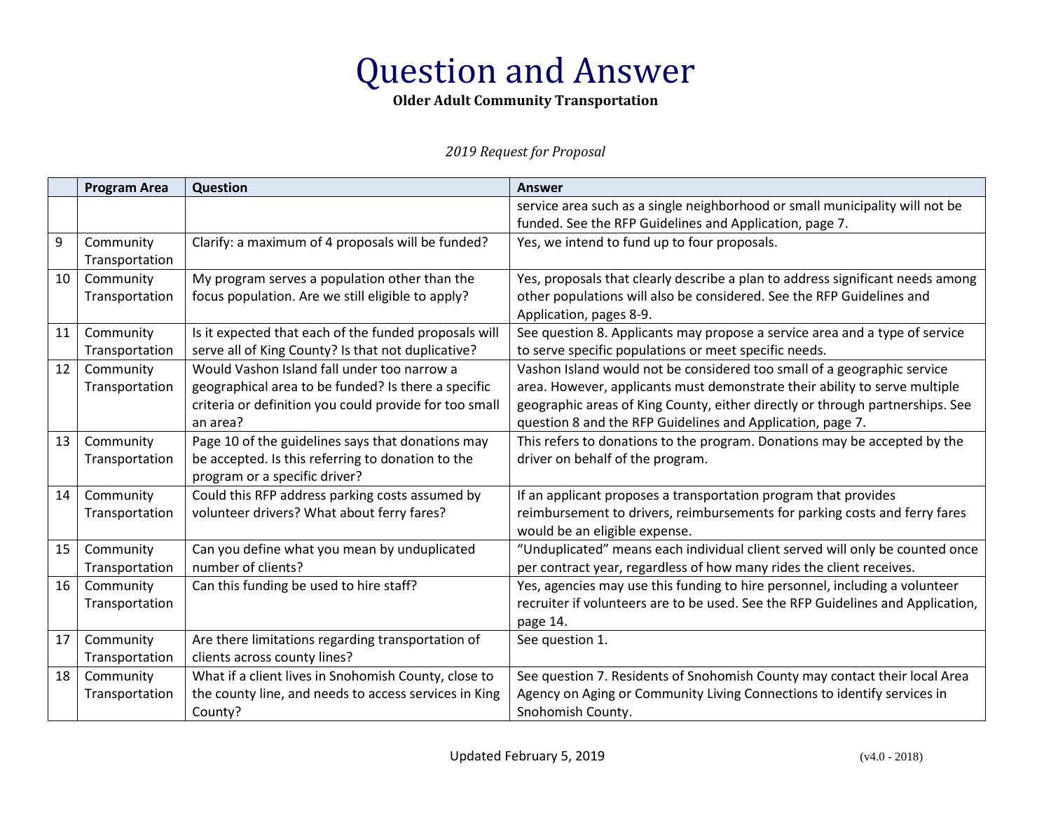# Question and Answer

**Older Adult Community Transportation**

*2019 Request for Proposal*

| | Program Area | Question | Answer |
|---|---|---|---|
| | | | service area such as a single neighborhood or small municipality will not be funded. See the RFP Guidelines and Application, page 7. |
| 9 | Community Transportation | Clarify: a maximum of 4 proposals will be funded? | Yes, we intend to fund up to four proposals. |
| 10 | Community Transportation | My program serves a population other than the focus population. Are we still eligible to apply? | Yes, proposals that clearly describe a plan to address significant needs among other populations will also be considered. See the RFP Guidelines and Application, pages 8-9. |
| 11 | Community Transportation | Is it expected that each of the funded proposals will serve all of King County? Is that not duplicative? | See question 8. Applicants may propose a service area and a type of service to serve specific populations or meet specific needs. |
| 12 | Community Transportation | Would Vashon Island fall under too narrow a geographical area to be funded? Is there a specific criteria or definition you could provide for too small an area? | Vashon Island would not be considered too small of a geographic service area. However, applicants must demonstrate their ability to serve multiple geographic areas of King County, either directly or through partnerships. See question 8 and the RFP Guidelines and Application, page 7. |
| 13 | Community Transportation | Page 10 of the guidelines says that donations may be accepted. Is this referring to donation to the program or a specific driver? | This refers to donations to the program. Donations may be accepted by the driver on behalf of the program. |
| 14 | Community Transportation | Could this RFP address parking costs assumed by volunteer drivers? What about ferry fares? | If an applicant proposes a transportation program that provides reimbursement to drivers, reimbursements for parking costs and ferry fares would be an eligible expense. |
| 15 | Community Transportation | Can you define what you mean by unduplicated number of clients? | "Unduplicated" means each individual client served will only be counted once per contract year, regardless of how many rides the client receives. |
| 16 | Community Transportation | Can this funding be used to hire staff? | Yes, agencies may use this funding to hire personnel, including a volunteer recruiter if volunteers are to be used. See the RFP Guidelines and Application, page 14. |
| 17 | Community Transportation | Are there limitations regarding transportation of clients across county lines? | See question 1. |
| 18 | Community Transportation | What if a client lives in Snohomish County, close to the county line, and needs to access services in King County? | See question 7. Residents of Snohomish County may contact their local Area Agency on Aging or Community Living Connections to identify services in Snohomish County. |

Updated February 5, 2019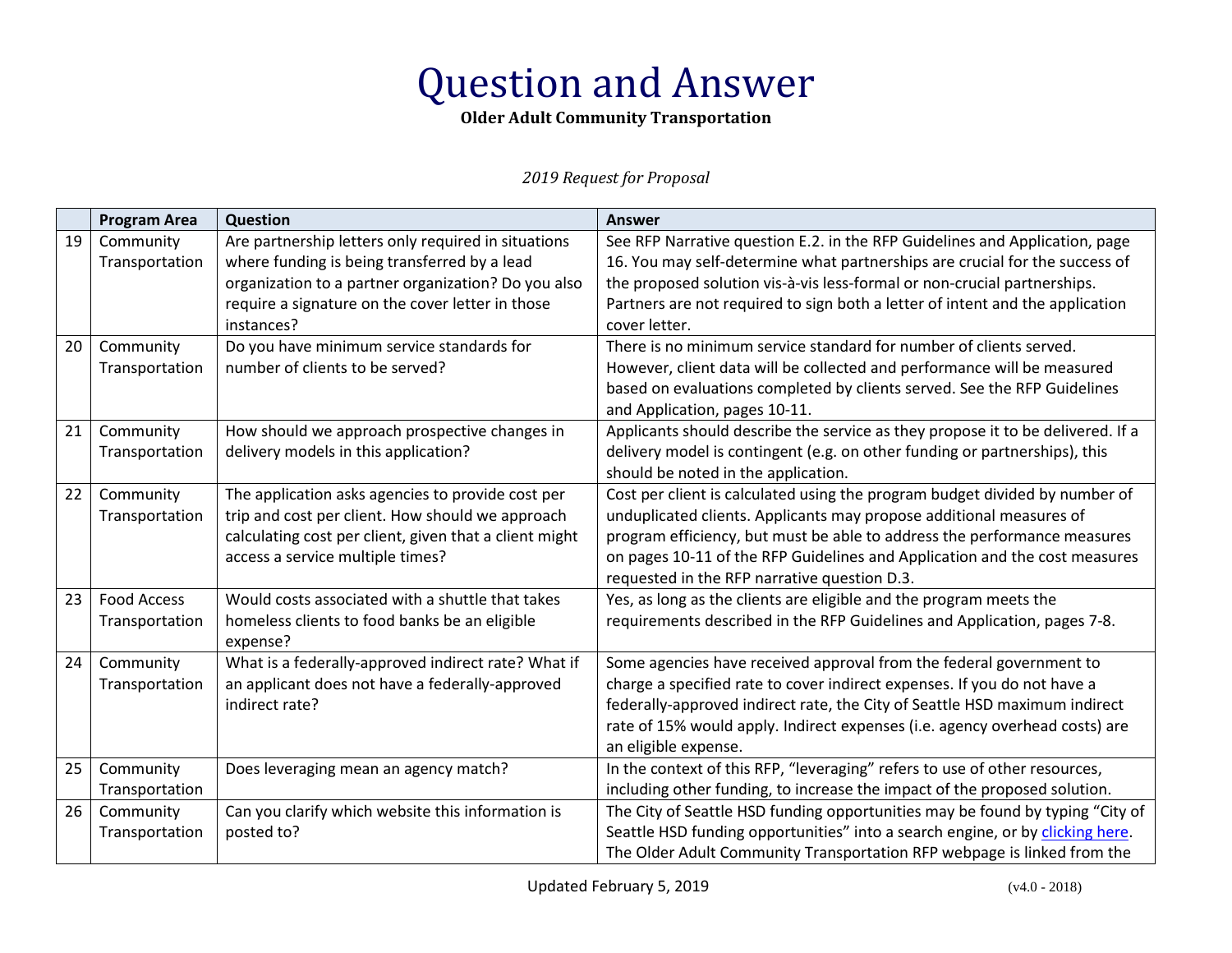# Question and Answer

**Older Adult Community Transportation**

*2019 Request for Proposal*

| | Program Area | Question | Answer |
|---|---|---|---|
| 19 | Community Transportation | Are partnership letters only required in situations where funding is being transferred by a lead organization to a partner organization? Do you also require a signature on the cover letter in those instances? | See RFP Narrative question E.2. in the RFP Guidelines and Application, page 16. You may self-determine what partnerships are crucial for the success of the proposed solution vis-à-vis less-formal or non-crucial partnerships. Partners are not required to sign both a letter of intent and the application cover letter. |
| 20 | Community Transportation | Do you have minimum service standards for number of clients to be served? | There is no minimum service standard for number of clients served. However, client data will be collected and performance will be measured based on evaluations completed by clients served. See the RFP Guidelines and Application, pages 10-11. |
| 21 | Community Transportation | How should we approach prospective changes in delivery models in this application? | Applicants should describe the service as they propose it to be delivered. If a delivery model is contingent (e.g. on other funding or partnerships), this should be noted in the application. |
| 22 | Community Transportation | The application asks agencies to provide cost per trip and cost per client. How should we approach calculating cost per client, given that a client might access a service multiple times? | Cost per client is calculated using the program budget divided by number of unduplicated clients. Applicants may propose additional measures of program efficiency, but must be able to address the performance measures on pages 10-11 of the RFP Guidelines and Application and the cost measures requested in the RFP narrative question D.3. |
| 23 | Food Access Transportation | Would costs associated with a shuttle that takes homeless clients to food banks be an eligible expense? | Yes, as long as the clients are eligible and the program meets the requirements described in the RFP Guidelines and Application, pages 7-8. |
| 24 | Community Transportation | What is a federally-approved indirect rate? What if an applicant does not have a federally-approved indirect rate? | Some agencies have received approval from the federal government to charge a specified rate to cover indirect expenses. If you do not have a federally-approved indirect rate, the City of Seattle HSD maximum indirect rate of 15% would apply. Indirect expenses (i.e. agency overhead costs) are an eligible expense. |
| 25 | Community Transportation | Does leveraging mean an agency match? | In the context of this RFP, "leveraging" refers to use of other resources, including other funding, to increase the impact of the proposed solution. |
| 26 | Community Transportation | Can you clarify which website this information is posted to? | The City of Seattle HSD funding opportunities may be found by typing "City of Seattle HSD funding opportunities" into a search engine, or by clicking here. The Older Adult Community Transportation RFP webpage is linked from the |

Updated February 5, 2019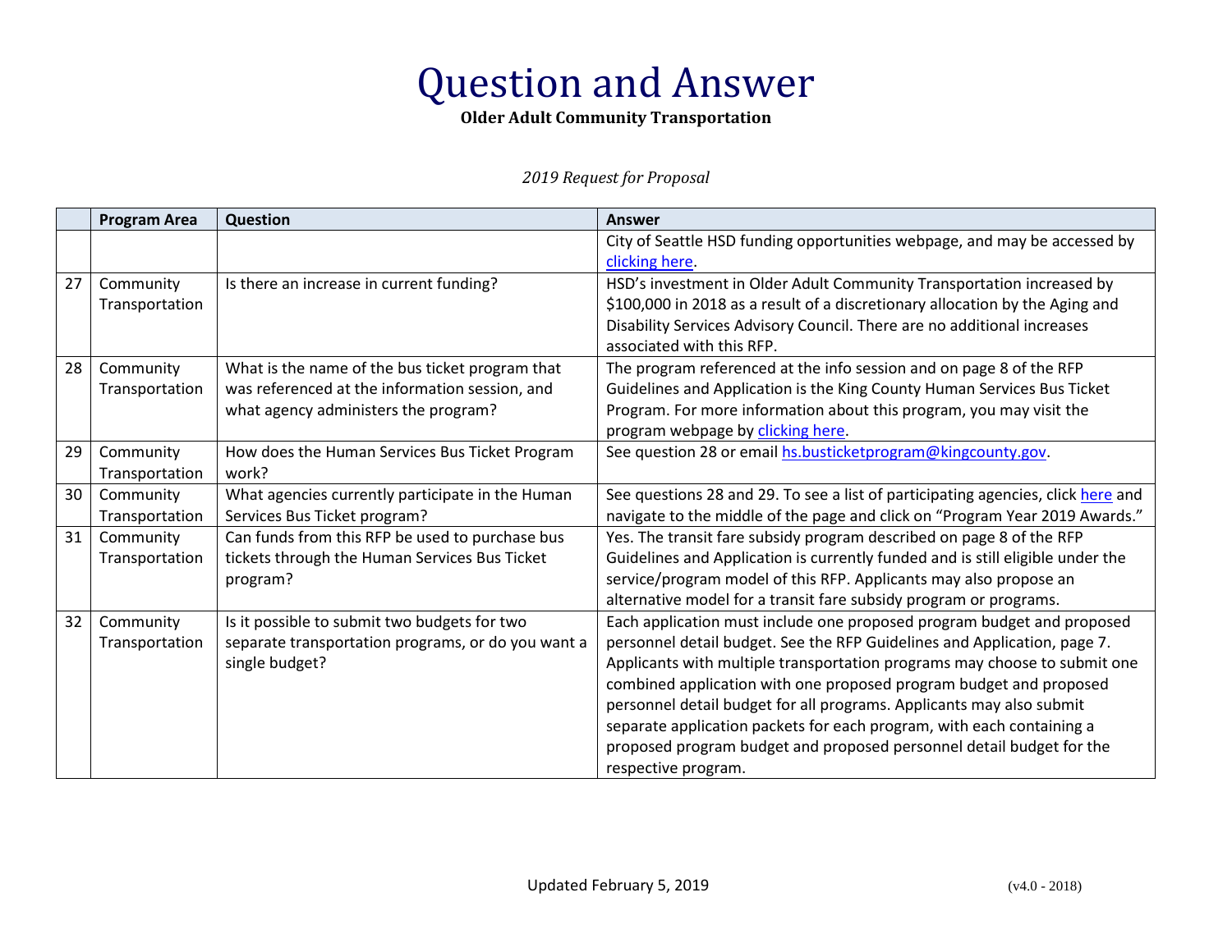#  Question and Answer

**Older Adult Community Transportation**

*2019 Request for Proposal*

| | Program Area | Question | Answer |
|---|---|---|---|
| | | | City of Seattle HSD funding opportunities webpage, and may be accessed by clicking here. |
| 27 | Community Transportation | Is there an increase in current funding? | HSD's investment in Older Adult Community Transportation increased by $100,000 in 2018 as a result of a discretionary allocation by the Aging and Disability Services Advisory Council. There are no additional increases associated with this RFP. |
| 28 | Community Transportation | What is the name of the bus ticket program that was referenced at the information session, and what agency administers the program? | The program referenced at the info session and on page 8 of the RFP Guidelines and Application is the King County Human Services Bus Ticket Program. For more information about this program, you may visit the program webpage by clicking here. |
| 29 | Community Transportation | How does the Human Services Bus Ticket Program work? | See question 28 or email hs.busticketprogram@kingcounty.gov. |
| 30 | Community Transportation | What agencies currently participate in the Human Services Bus Ticket program? | See questions 28 and 29. To see a list of participating agencies, click here and navigate to the middle of the page and click on "Program Year 2019 Awards." |
| 31 | Community Transportation | Can funds from this RFP be used to purchase bus tickets through the Human Services Bus Ticket program? | Yes. The transit fare subsidy program described on page 8 of the RFP Guidelines and Application is currently funded and is still eligible under the service/program model of this RFP. Applicants may also propose an alternative model for a transit fare subsidy program or programs. |
| 32 | Community Transportation | Is it possible to submit two budgets for two separate transportation programs, or do you want a single budget? | Each application must include one proposed program budget and proposed personnel detail budget. See the RFP Guidelines and Application, page 7. Applicants with multiple transportation programs may choose to submit one combined application with one proposed program budget and proposed personnel detail budget for all programs. Applicants may also submit separate application packets for each program, with each containing a proposed program budget and proposed personnel detail budget for the respective program. |

Updated February 5, 2019